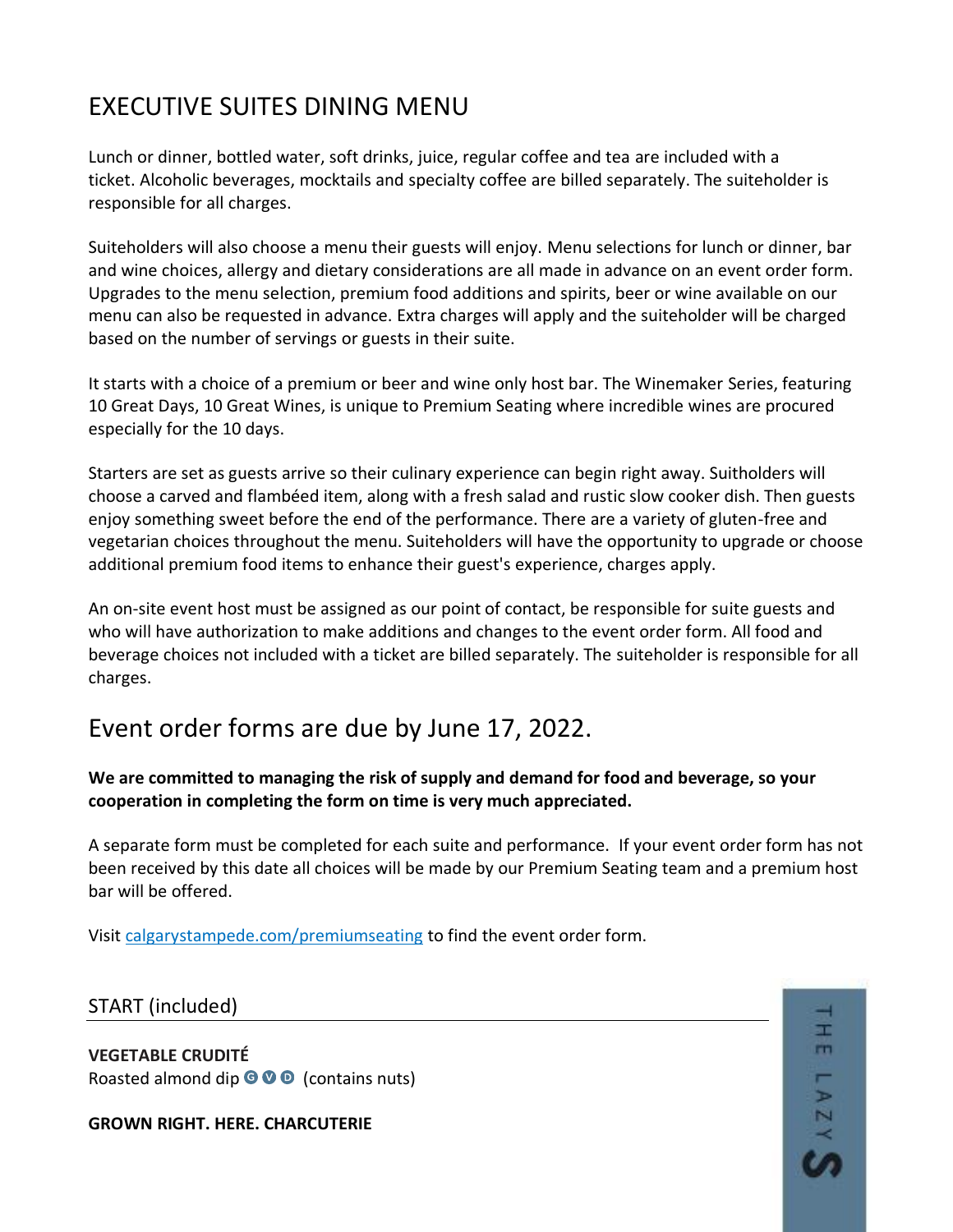# EXECUTIVE SUITES DINING MENU

Lunch or dinner, bottled water, soft drinks, juice, regular coffee and tea are included with a ticket. Alcoholic beverages, mocktails and specialty coffee are billed separately. The suiteholder is responsible for all charges.

Suiteholders will also choose a menu their guests will enjoy. Menu selections for lunch or dinner, bar and wine choices, allergy and dietary considerations are all made in advance on an event order form. Upgrades to the menu selection, premium food additions and spirits, beer or wine available on our menu can also be requested in advance. Extra charges will apply and the suiteholder will be charged based on the number of servings or guests in their suite.

It starts with a choice of a premium or beer and wine only host bar. The Winemaker Series, featuring 10 Great Days, 10 Great Wines, is unique to Premium Seating where incredible wines are procured especially for the 10 days.

Starters are set as guests arrive so their culinary experience can begin right away. Suitholders will choose a carved and flambéed item, along with a fresh salad and rustic slow cooker dish. Then guests enjoy something sweet before the end of the performance. There are a variety of gluten-free and vegetarian choices throughout the menu. Suiteholders will have the opportunity to upgrade or choose additional premium food items to enhance their guest's experience, charges apply.

An on-site event host must be assigned as our point of contact, be responsible for suite guests and who will have authorization to make additions and changes to the event order form. All food and beverage choices not included with a ticket are billed separately. The suiteholder is responsible for all charges.

## Event order forms are due by June 17, 2022.

**We are committed to managing the risk of supply and demand for food and beverage, so your cooperation in completing the form on time is very much appreciated.**

A separate form must be completed for each suite and performance. If your event order form has not been received by this date all choices will be made by our Premium Seating team and a premium host bar will be offered.

Visit calgarystampede.com/premiumseating to find the event order form.

### START (included)

**VEGETABLE CRUDITÉ**
Roasted almond dip G V D (contains nuts)

**GROWN RIGHT. HERE. CHARCUTERIE**

THE LAZY S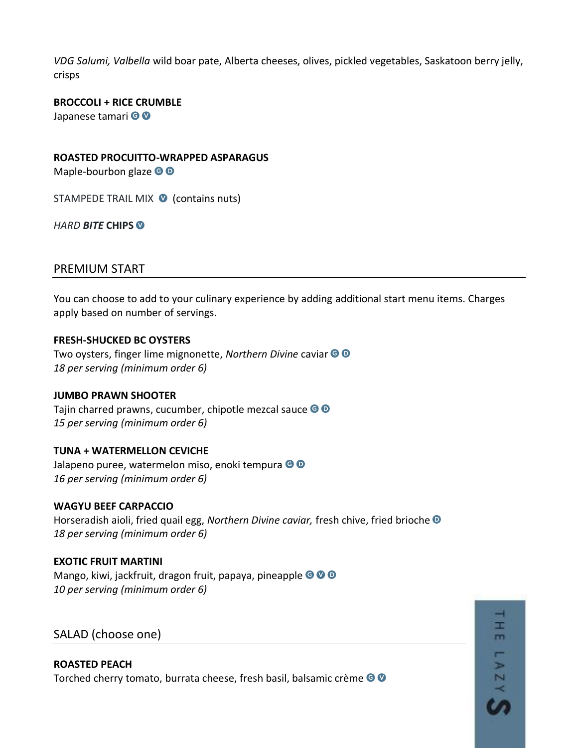*VDG Salumi, Valbella* wild boar pate, Alberta cheeses, olives, pickled vegetables, Saskatoon berry jelly, crisps

**BROCCOLI + RICE CRUMBLE**
Japanese tamari G V

**ROASTED PROCUITTO-WRAPPED ASPARAGUS**
Maple-bourbon glaze G D

STAMPEDE TRAIL MIX V (contains nuts)

*HARD* ***BITE*** **CHIPS** V

## PREMIUM START

You can choose to add to your culinary experience by adding additional start menu items. Charges apply based on number of servings.

**FRESH-SHUCKED BC OYSTERS**
Two oysters, finger lime mignonette, *Northern Divine* caviar G D
*18 per serving (minimum order 6)*

**JUMBO PRAWN SHOOTER**
Tajin charred prawns, cucumber, chipotle mezcal sauce G D
*15 per serving (minimum order 6)*

**TUNA + WATERMELLON CEVICHE**
Jalapeno puree, watermelon miso, enoki tempura G D
*16 per serving (minimum order 6)*

**WAGYU BEEF CARPACCIO**
Horseradish aioli, fried quail egg, *Northern Divine caviar,* fresh chive, fried brioche D
*18 per serving (minimum order 6)*

**EXOTIC FRUIT MARTINI**
Mango, kiwi, jackfruit, dragon fruit, papaya, pineapple G V D
*10 per serving (minimum order 6)*

## SALAD (choose one)

**ROASTED PEACH**
Torched cherry tomato, burrata cheese, fresh basil, balsamic crème G V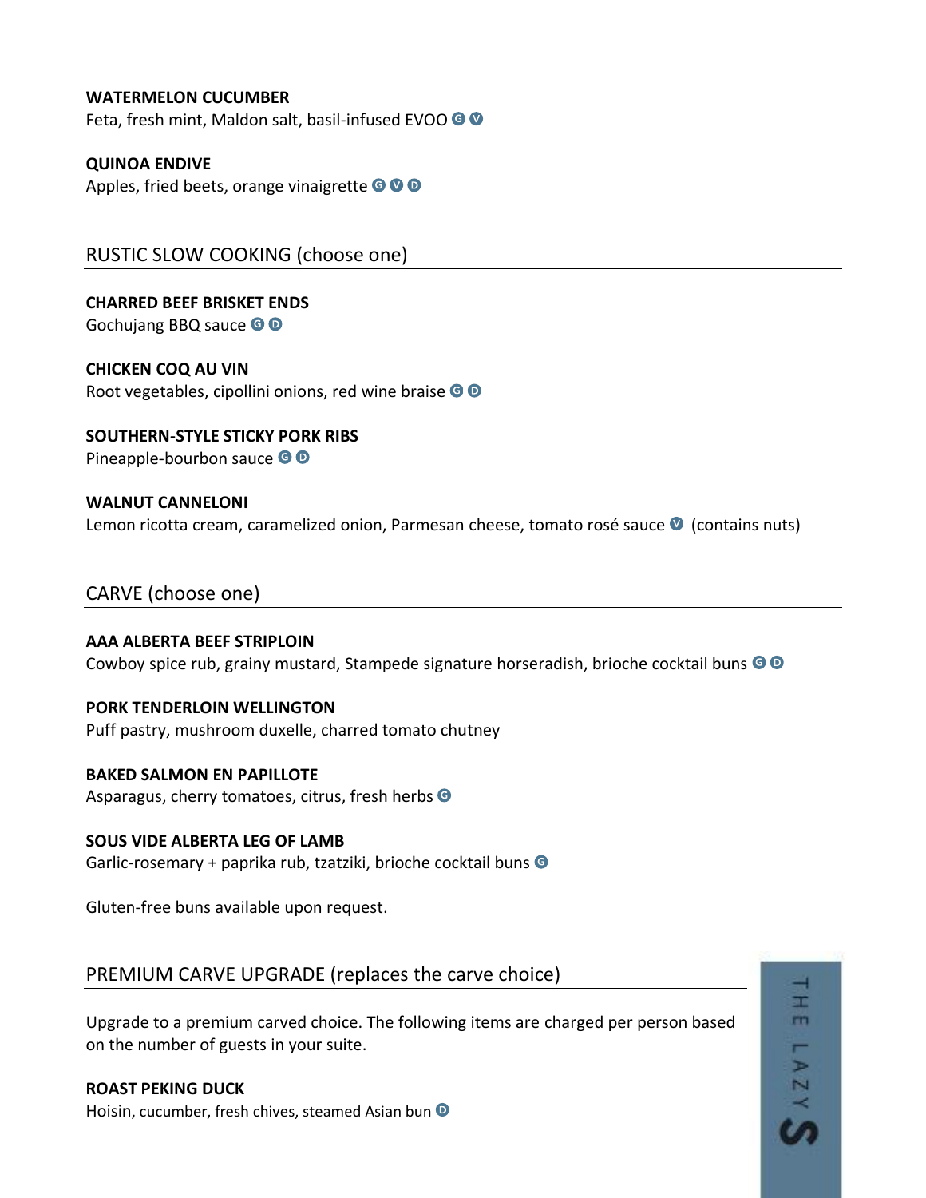**WATERMELON CUCUMBER**
Feta, fresh mint, Maldon salt, basil-infused EVOO G V

**QUINOA ENDIVE**
Apples, fried beets, orange vinaigrette G V D

## RUSTIC SLOW COOKING (choose one)

**CHARRED BEEF BRISKET ENDS**
Gochujang BBQ sauce G D

**CHICKEN COQ AU VIN**
Root vegetables, cipollini onions, red wine braise G D

**SOUTHERN-STYLE STICKY PORK RIBS**
Pineapple-bourbon sauce G D

**WALNUT CANNELONI**
Lemon ricotta cream, caramelized onion, Parmesan cheese, tomato rosé sauce V (contains nuts)

## CARVE (choose one)

**AAA ALBERTA BEEF STRIPLOIN**
Cowboy spice rub, grainy mustard, Stampede signature horseradish, brioche cocktail buns G D

**PORK TENDERLOIN WELLINGTON**
Puff pastry, mushroom duxelle, charred tomato chutney

**BAKED SALMON EN PAPILLOTE**
Asparagus, cherry tomatoes, citrus, fresh herbs G

**SOUS VIDE ALBERTA LEG OF LAMB**
Garlic-rosemary + paprika rub, tzatziki, brioche cocktail buns G

Gluten-free buns available upon request.

## PREMIUM CARVE UPGRADE (replaces the carve choice)

Upgrade to a premium carved choice. The following items are charged per person based on the number of guests in your suite.

**ROAST PEKING DUCK**
Hoisin, cucumber, fresh chives, steamed Asian bun D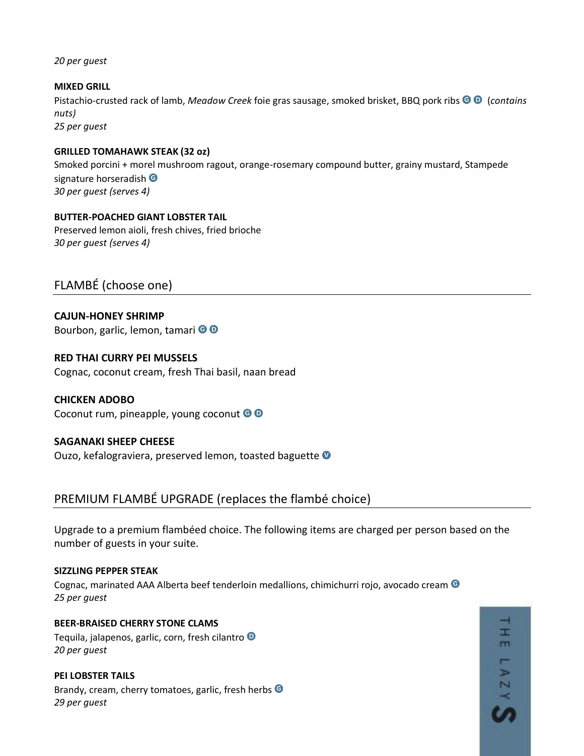*20 per guest*

**MIXED GRILL**
Pistachio-crusted rack of lamb, *Meadow Creek* foie gras sausage, smoked brisket, BBQ pork ribs G D (*contains nuts)*
*25 per guest*

**GRILLED TOMAHAWK STEAK (32 oz)**
Smoked porcini + morel mushroom ragout, orange-rosemary compound butter, grainy mustard, Stampede signature horseradish G
*30 per guest (serves 4)*

**BUTTER-POACHED GIANT LOBSTER TAIL**
Preserved lemon aioli, fresh chives, fried brioche
*30 per guest (serves 4)*

## FLAMBÉ (choose one)

**CAJUN-HONEY SHRIMP**
Bourbon, garlic, lemon, tamari G D

**RED THAI CURRY PEI MUSSELS**
Cognac, coconut cream, fresh Thai basil, naan bread

**CHICKEN ADOBO**
Coconut rum, pineapple, young coconut G D

**SAGANAKI SHEEP CHEESE**
Ouzo, kefalograviera, preserved lemon, toasted baguette V

## PREMIUM FLAMBÉ UPGRADE (replaces the flambé choice)

Upgrade to a premium flambéed choice. The following items are charged per person based on the number of guests in your suite.

**SIZZLING PEPPER STEAK**
Cognac, marinated AAA Alberta beef tenderloin medallions, chimichurri rojo, avocado cream G
*25 per guest*

**BEER-BRAISED CHERRY STONE CLAMS**
Tequila, jalapenos, garlic, corn, fresh cilantro D
*20 per guest*

**PEI LOBSTER TAILS**
Brandy, cream, cherry tomatoes, garlic, fresh herbs G
*29 per guest*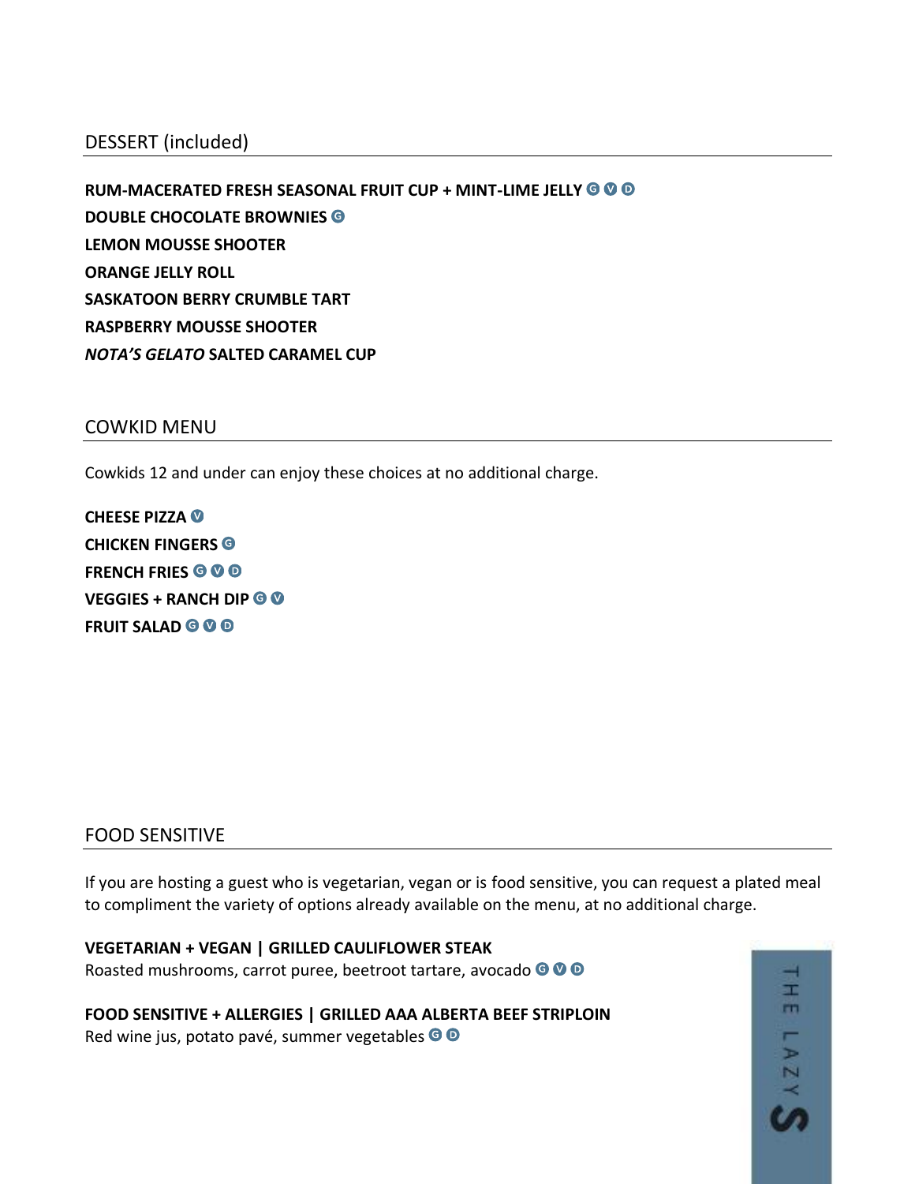## DESSERT (included)

**RUM-MACERATED FRESH SEASONAL FRUIT CUP + MINT-LIME JELLY** G V D
**DOUBLE CHOCOLATE BROWNIES** G
**LEMON MOUSSE SHOOTER**
**ORANGE JELLY ROLL**
**SASKATOON BERRY CRUMBLE TART**
**RASPBERRY MOUSSE SHOOTER**
***NOTA'S GELATO* SALTED CARAMEL CUP**

## COWKID MENU

Cowkids 12 and under can enjoy these choices at no additional charge.

**CHEESE PIZZA** V
**CHICKEN FINGERS** G
**FRENCH FRIES** G V D
**VEGGIES + RANCH DIP** G V
**FRUIT SALAD** G V D

## FOOD SENSITIVE

If you are hosting a guest who is vegetarian, vegan or is food sensitive, you can request a plated meal to compliment the variety of options already available on the menu, at no additional charge.

**VEGETARIAN + VEGAN | GRILLED CAULIFLOWER STEAK**
Roasted mushrooms, carrot puree, beetroot tartare, avocado G V D

**FOOD SENSITIVE + ALLERGIES | GRILLED AAA ALBERTA BEEF STRIPLOIN**
Red wine jus, potato pavé, summer vegetables G D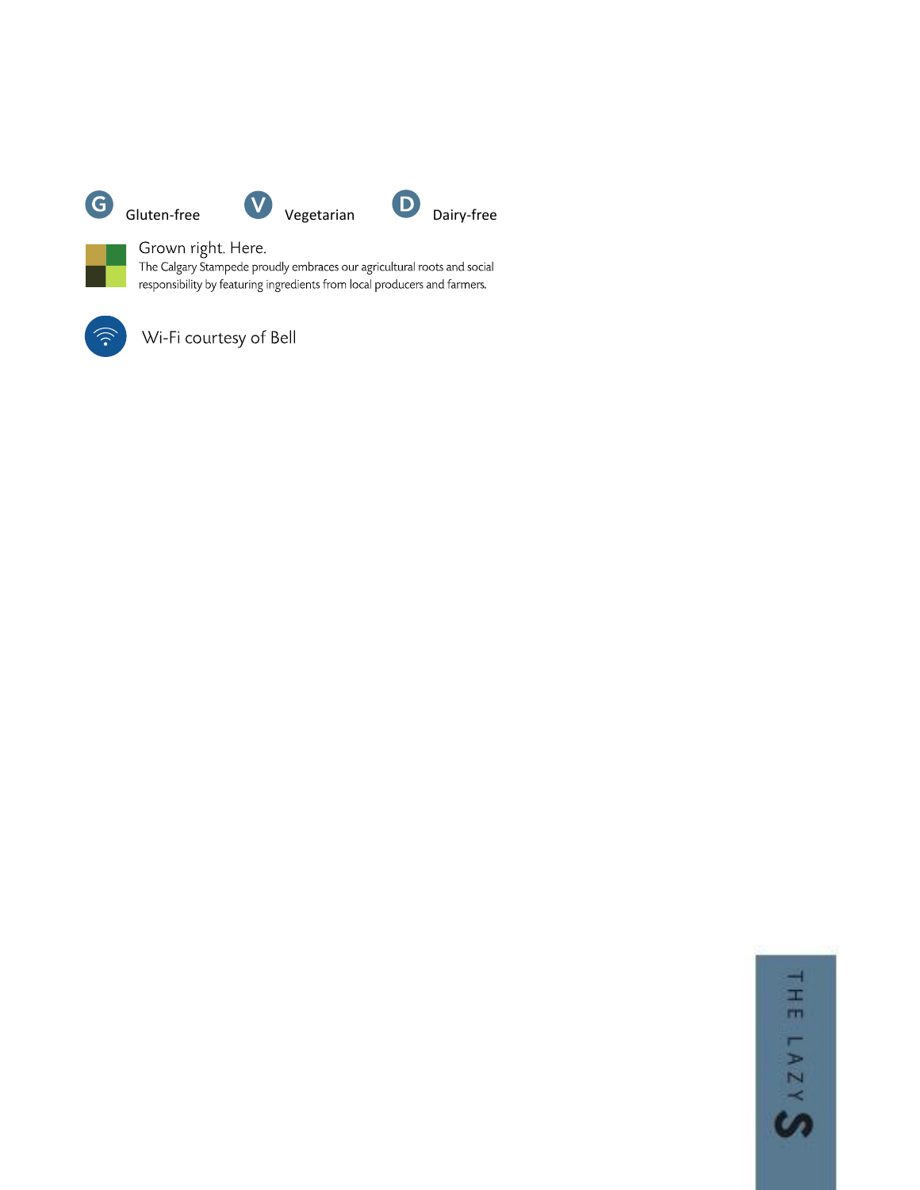G Gluten-free V Vegetarian D Dairy-free

**Grown right. Here.**
The Calgary Stampede proudly embraces our agricultural roots and social responsibility by featuring ingredients from local producers and farmers.

Wi-Fi courtesy of Bell

THE LAZY S